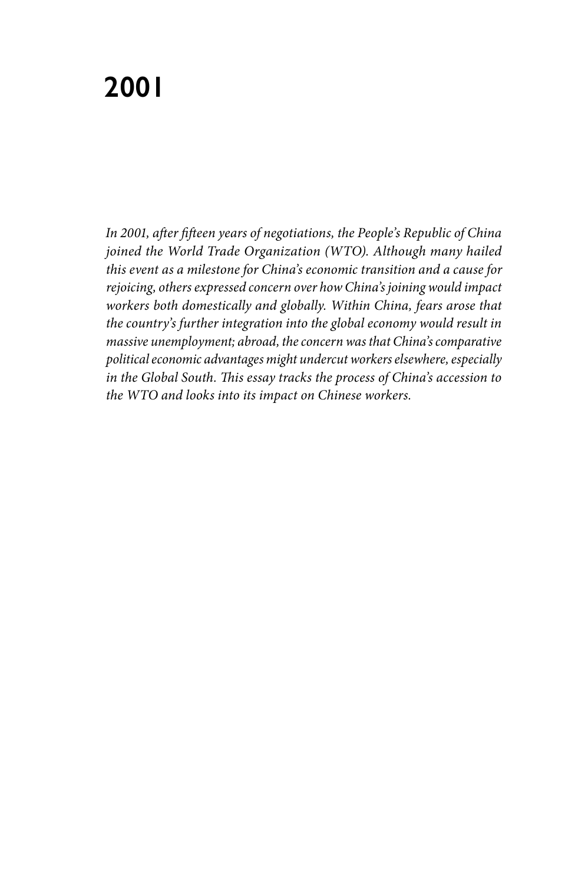# 2001

*In 2001, after fifteen years of negotiations, the People's Republic of China joined the World Trade Organization (WTO). Although many hailed this event as a milestone for China's economic transition and a cause for rejoicing, others expressed concern over how China's joining would impact workers both domestically and globally. Within China, fears arose that the country's further integration into the global economy would result in massive unemployment; abroad, the concern was that China's comparative political economic advantages might undercut workers elsewhere, especially in the Global South. This essay tracks the process of China's accession to the WTO and looks into its impact on Chinese workers.*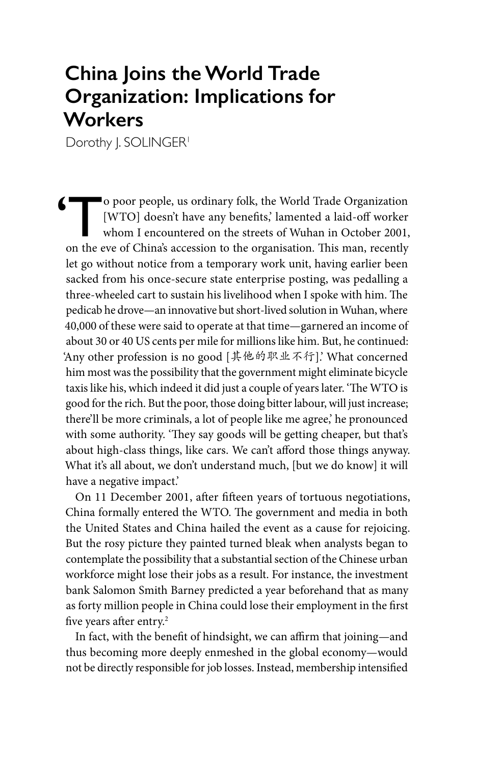# China Joins the World Trade Organization: Implications for Workers

Dorothy J. SOLINGER[1]

'To poor people, us ordinary folk, the World Trade Organization [WTO] doesn't have any benefits,' lamented a laid-off worker whom I encountered on the streets of Wuhan in October 2001, on the eve of China's accession to the organisation. This man, recently let go without notice from a temporary work unit, having earlier been sacked from his once-secure state enterprise posting, was pedalling a three-wheeled cart to sustain his livelihood when I spoke with him. The pedicab he drove—an innovative but short-lived solution in Wuhan, where 40,000 of these were said to operate at that time—garnered an income of about 30 or 40 US cents per mile for millions like him. But, he continued: 'Any other profession is no good [其他的职业不行].' What concerned him most was the possibility that the government might eliminate bicycle taxis like his, which indeed it did just a couple of years later. 'The WTO is good for the rich. But the poor, those doing bitter labour, will just increase; there'll be more criminals, a lot of people like me agree,' he pronounced with some authority. 'They say goods will be getting cheaper, but that's about high-class things, like cars. We can't afford those things anyway. What it's all about, we don't understand much, [but we do know] it will have a negative impact.'

On 11 December 2001, after fifteen years of tortuous negotiations, China formally entered the WTO. The government and media in both the United States and China hailed the event as a cause for rejoicing. But the rosy picture they painted turned bleak when analysts began to contemplate the possibility that a substantial section of the Chinese urban workforce might lose their jobs as a result. For instance, the investment bank Salomon Smith Barney predicted a year beforehand that as many as forty million people in China could lose their employment in the first five years after entry.[2]

In fact, with the benefit of hindsight, we can affirm that joining—and thus becoming more deeply enmeshed in the global economy—would not be directly responsible for job losses. Instead, membership intensified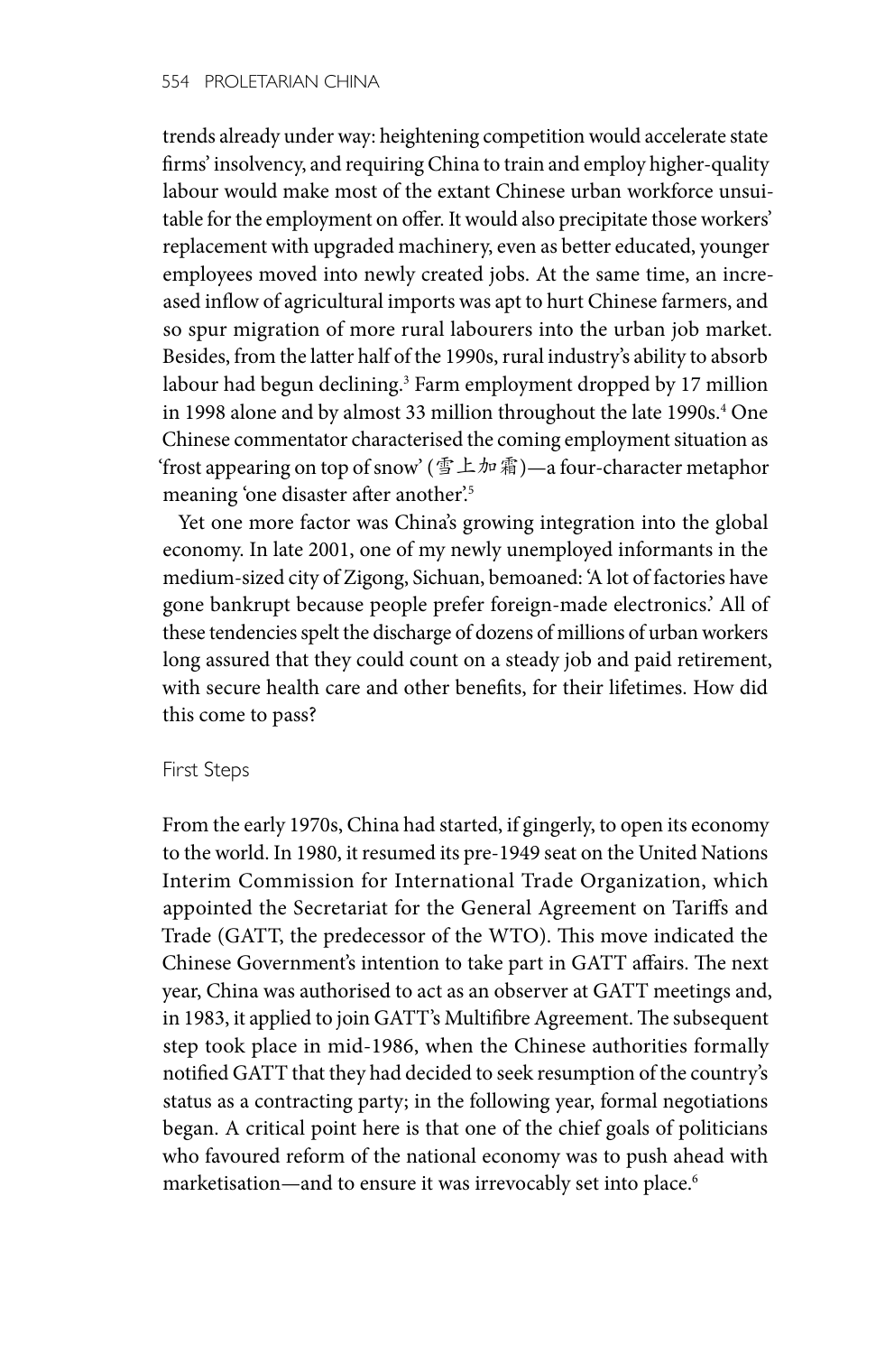trends already under way: heightening competition would accelerate state firms' insolvency, and requiring China to train and employ higher-quality labour would make most of the extant Chinese urban workforce unsuitable for the employment on offer. It would also precipitate those workers' replacement with upgraded machinery, even as better educated, younger employees moved into newly created jobs. At the same time, an increased inflow of agricultural imports was apt to hurt Chinese farmers, and so spur migration of more rural labourers into the urban job market. Besides, from the latter half of the 1990s, rural industry's ability to absorb labour had begun declining.[3] Farm employment dropped by 17 million in 1998 alone and by almost 33 million throughout the late 1990s.[4] One Chinese commentator characterised the coming employment situation as 'frost appearing on top of snow' (雪上加霜)—a four-character metaphor meaning 'one disaster after another'.[5]

Yet one more factor was China's growing integration into the global economy. In late 2001, one of my newly unemployed informants in the medium-sized city of Zigong, Sichuan, bemoaned: 'A lot of factories have gone bankrupt because people prefer foreign-made electronics.' All of these tendencies spelt the discharge of dozens of millions of urban workers long assured that they could count on a steady job and paid retirement, with secure health care and other benefits, for their lifetimes. How did this come to pass?

## First Steps

From the early 1970s, China had started, if gingerly, to open its economy to the world. In 1980, it resumed its pre-1949 seat on the United Nations Interim Commission for International Trade Organization, which appointed the Secretariat for the General Agreement on Tariffs and Trade (GATT, the predecessor of the WTO). This move indicated the Chinese Government's intention to take part in GATT affairs. The next year, China was authorised to act as an observer at GATT meetings and, in 1983, it applied to join GATT's Multifibre Agreement. The subsequent step took place in mid-1986, when the Chinese authorities formally notified GATT that they had decided to seek resumption of the country's status as a contracting party; in the following year, formal negotiations began. A critical point here is that one of the chief goals of politicians who favoured reform of the national economy was to push ahead with marketisation—and to ensure it was irrevocably set into place.[6]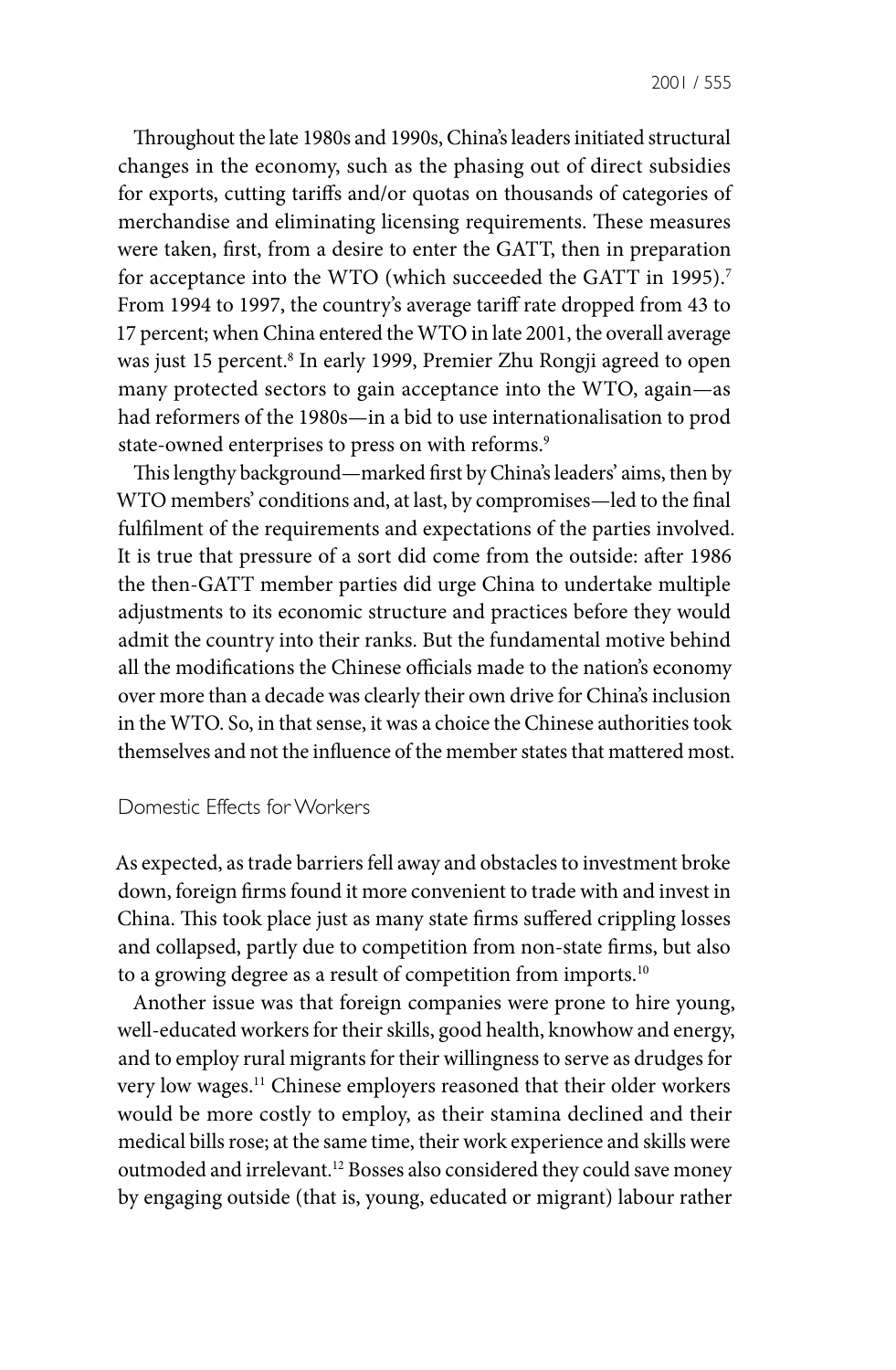Throughout the late 1980s and 1990s, China's leaders initiated structural changes in the economy, such as the phasing out of direct subsidies for exports, cutting tariffs and/or quotas on thousands of categories of merchandise and eliminating licensing requirements. These measures were taken, first, from a desire to enter the GATT, then in preparation for acceptance into the WTO (which succeeded the GATT in 1995).[7] From 1994 to 1997, the country's average tariff rate dropped from 43 to 17 percent; when China entered the WTO in late 2001, the overall average was just 15 percent.[8] In early 1999, Premier Zhu Rongji agreed to open many protected sectors to gain acceptance into the WTO, again—as had reformers of the 1980s—in a bid to use internationalisation to prod state-owned enterprises to press on with reforms.[9]

This lengthy background—marked first by China's leaders' aims, then by WTO members' conditions and, at last, by compromises—led to the final fulfilment of the requirements and expectations of the parties involved. It is true that pressure of a sort did come from the outside: after 1986 the then-GATT member parties did urge China to undertake multiple adjustments to its economic structure and practices before they would admit the country into their ranks. But the fundamental motive behind all the modifications the Chinese officials made to the nation's economy over more than a decade was clearly their own drive for China's inclusion in the WTO. So, in that sense, it was a choice the Chinese authorities took themselves and not the influence of the member states that mattered most.

## Domestic Effects for Workers

As expected, as trade barriers fell away and obstacles to investment broke down, foreign firms found it more convenient to trade with and invest in China. This took place just as many state firms suffered crippling losses and collapsed, partly due to competition from non-state firms, but also to a growing degree as a result of competition from imports.[10]

Another issue was that foreign companies were prone to hire young, well-educated workers for their skills, good health, knowhow and energy, and to employ rural migrants for their willingness to serve as drudges for very low wages.[11] Chinese employers reasoned that their older workers would be more costly to employ, as their stamina declined and their medical bills rose; at the same time, their work experience and skills were outmoded and irrelevant.[12] Bosses also considered they could save money by engaging outside (that is, young, educated or migrant) labour rather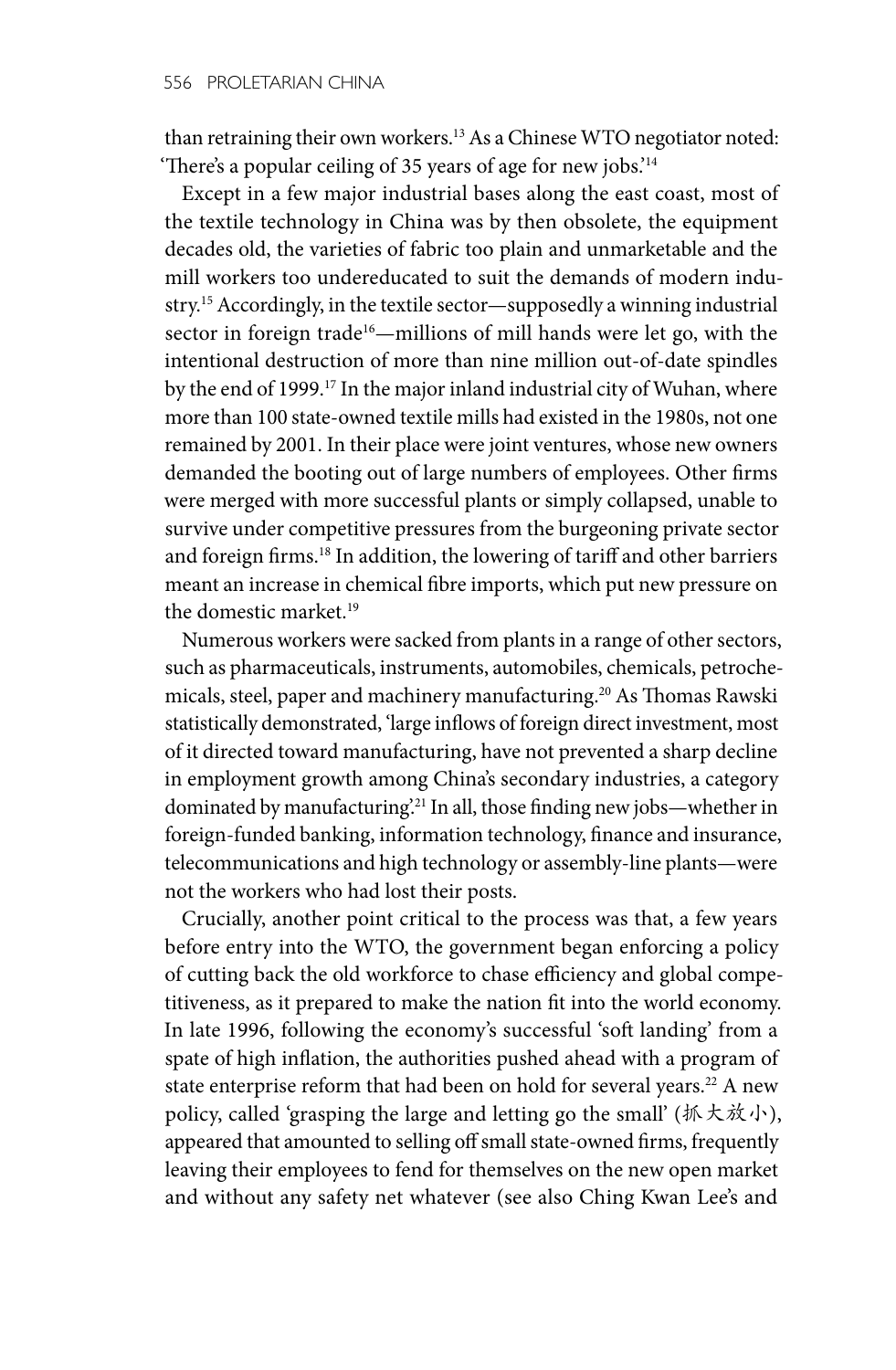than retraining their own workers.[13] As a Chinese WTO negotiator noted: 'There's a popular ceiling of 35 years of age for new jobs.'[14]

Except in a few major industrial bases along the east coast, most of the textile technology in China was by then obsolete, the equipment decades old, the varieties of fabric too plain and unmarketable and the mill workers too undereducated to suit the demands of modern industry.[15] Accordingly, in the textile sector—supposedly a winning industrial sector in foreign trade[16]—millions of mill hands were let go, with the intentional destruction of more than nine million out-of-date spindles by the end of 1999.[17] In the major inland industrial city of Wuhan, where more than 100 state-owned textile mills had existed in the 1980s, not one remained by 2001. In their place were joint ventures, whose new owners demanded the booting out of large numbers of employees. Other firms were merged with more successful plants or simply collapsed, unable to survive under competitive pressures from the burgeoning private sector and foreign firms.[18] In addition, the lowering of tariff and other barriers meant an increase in chemical fibre imports, which put new pressure on the domestic market.[19]

Numerous workers were sacked from plants in a range of other sectors, such as pharmaceuticals, instruments, automobiles, chemicals, petrochemicals, steel, paper and machinery manufacturing.[20] As Thomas Rawski statistically demonstrated, 'large inflows of foreign direct investment, most of it directed toward manufacturing, have not prevented a sharp decline in employment growth among China's secondary industries, a category dominated by manufacturing'.[21] In all, those finding new jobs—whether in foreign-funded banking, information technology, finance and insurance, telecommunications and high technology or assembly-line plants—were not the workers who had lost their posts.

Crucially, another point critical to the process was that, a few years before entry into the WTO, the government began enforcing a policy of cutting back the old workforce to chase efficiency and global competitiveness, as it prepared to make the nation fit into the world economy. In late 1996, following the economy's successful 'soft landing' from a spate of high inflation, the authorities pushed ahead with a program of state enterprise reform that had been on hold for several years.[22] A new policy, called 'grasping the large and letting go the small' (抓大放小), appeared that amounted to selling off small state-owned firms, frequently leaving their employees to fend for themselves on the new open market and without any safety net whatever (see also Ching Kwan Lee's and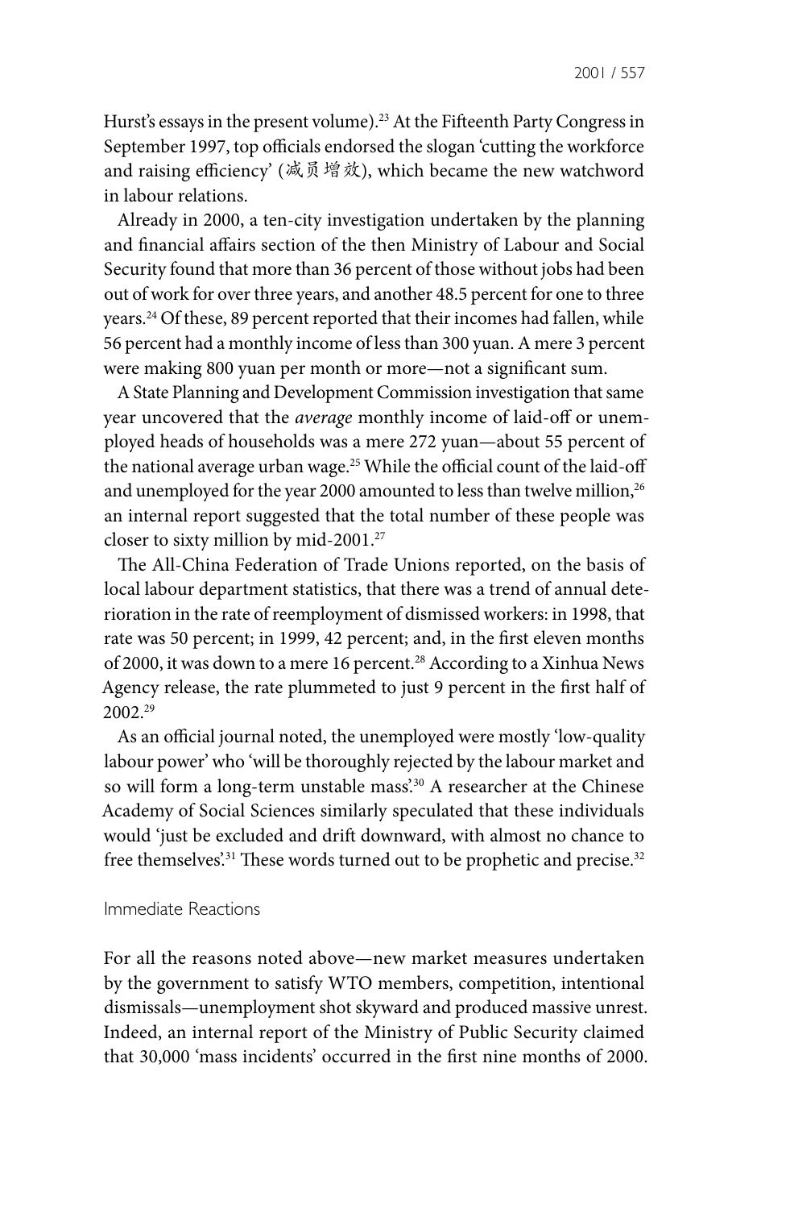Hurst's essays in the present volume).[23] At the Fifteenth Party Congress in September 1997, top officials endorsed the slogan 'cutting the workforce and raising efficiency' (减员增效), which became the new watchword in labour relations.

Already in 2000, a ten-city investigation undertaken by the planning and financial affairs section of the then Ministry of Labour and Social Security found that more than 36 percent of those without jobs had been out of work for over three years, and another 48.5 percent for one to three years.[24] Of these, 89 percent reported that their incomes had fallen, while 56 percent had a monthly income of less than 300 yuan. A mere 3 percent were making 800 yuan per month or more—not a significant sum.

A State Planning and Development Commission investigation that same year uncovered that the *average* monthly income of laid-off or unemployed heads of households was a mere 272 yuan—about 55 percent of the national average urban wage.[25] While the official count of the laid-off and unemployed for the year 2000 amounted to less than twelve million,[26] an internal report suggested that the total number of these people was closer to sixty million by mid-2001.[27]

The All-China Federation of Trade Unions reported, on the basis of local labour department statistics, that there was a trend of annual deterioration in the rate of reemployment of dismissed workers: in 1998, that rate was 50 percent; in 1999, 42 percent; and, in the first eleven months of 2000, it was down to a mere 16 percent.[28] According to a Xinhua News Agency release, the rate plummeted to just 9 percent in the first half of 2002.[29]

As an official journal noted, the unemployed were mostly 'low-quality labour power' who 'will be thoroughly rejected by the labour market and so will form a long-term unstable mass'.[30] A researcher at the Chinese Academy of Social Sciences similarly speculated that these individuals would 'just be excluded and drift downward, with almost no chance to free themselves'.[31] These words turned out to be prophetic and precise.[32]

## Immediate Reactions

For all the reasons noted above—new market measures undertaken by the government to satisfy WTO members, competition, intentional dismissals—unemployment shot skyward and produced massive unrest. Indeed, an internal report of the Ministry of Public Security claimed that 30,000 'mass incidents' occurred in the first nine months of 2000.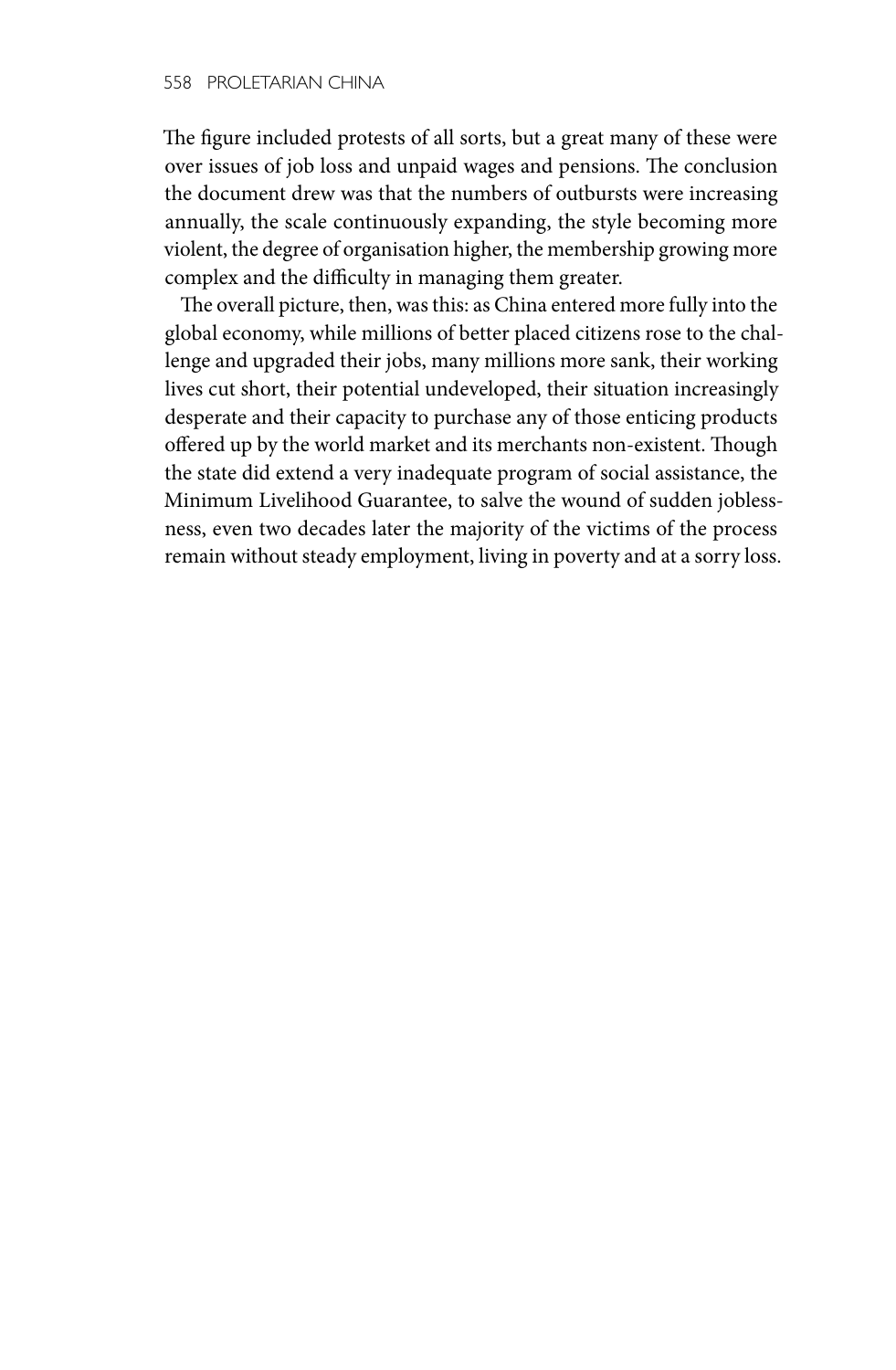The figure included protests of all sorts, but a great many of these were over issues of job loss and unpaid wages and pensions. The conclusion the document drew was that the numbers of outbursts were increasing annually, the scale continuously expanding, the style becoming more violent, the degree of organisation higher, the membership growing more complex and the difficulty in managing them greater.

The overall picture, then, was this: as China entered more fully into the global economy, while millions of better placed citizens rose to the challenge and upgraded their jobs, many millions more sank, their working lives cut short, their potential undeveloped, their situation increasingly desperate and their capacity to purchase any of those enticing products offered up by the world market and its merchants non-existent. Though the state did extend a very inadequate program of social assistance, the Minimum Livelihood Guarantee, to salve the wound of sudden joblessness, even two decades later the majority of the victims of the process remain without steady employment, living in poverty and at a sorry loss.